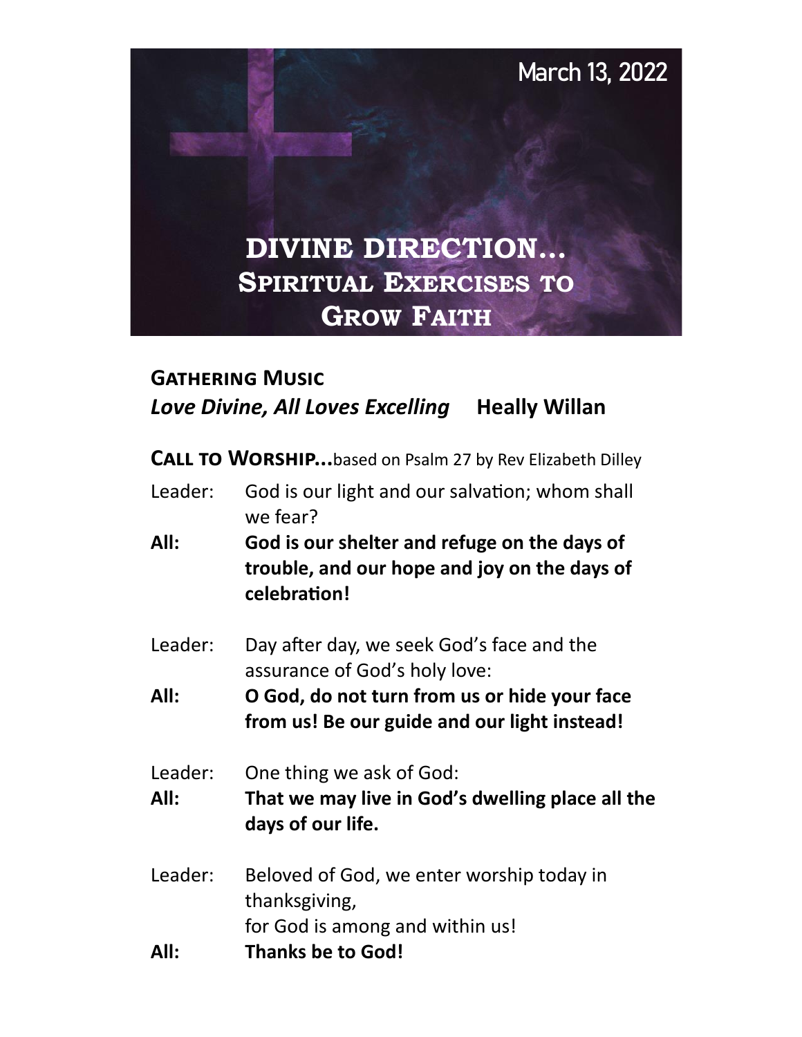March 13, 2022

# DIVINE DIRECTION… SPIRITUAL EXERCISES TO GROW FAITH

## Gathering Music

***Love Divine, All Loves Excelling*** **Heally Willan**

## Call to Worship…based on Psalm 27 by Rev Elizabeth Dilley

Leader: God is our light and our salvation; whom shall we fear?

**All: God is our shelter and refuge on the days of trouble, and our hope and joy on the days of celebration!**

Leader: Day after day, we seek God's face and the assurance of God's holy love:

**All: O God, do not turn from us or hide your face from us! Be our guide and our light instead!**

Leader: One thing we ask of God:

**All: That we may live in God's dwelling place all the days of our life.**

Leader: Beloved of God, we enter worship today in thanksgiving,
for God is among and within us!

**All: Thanks be to God!**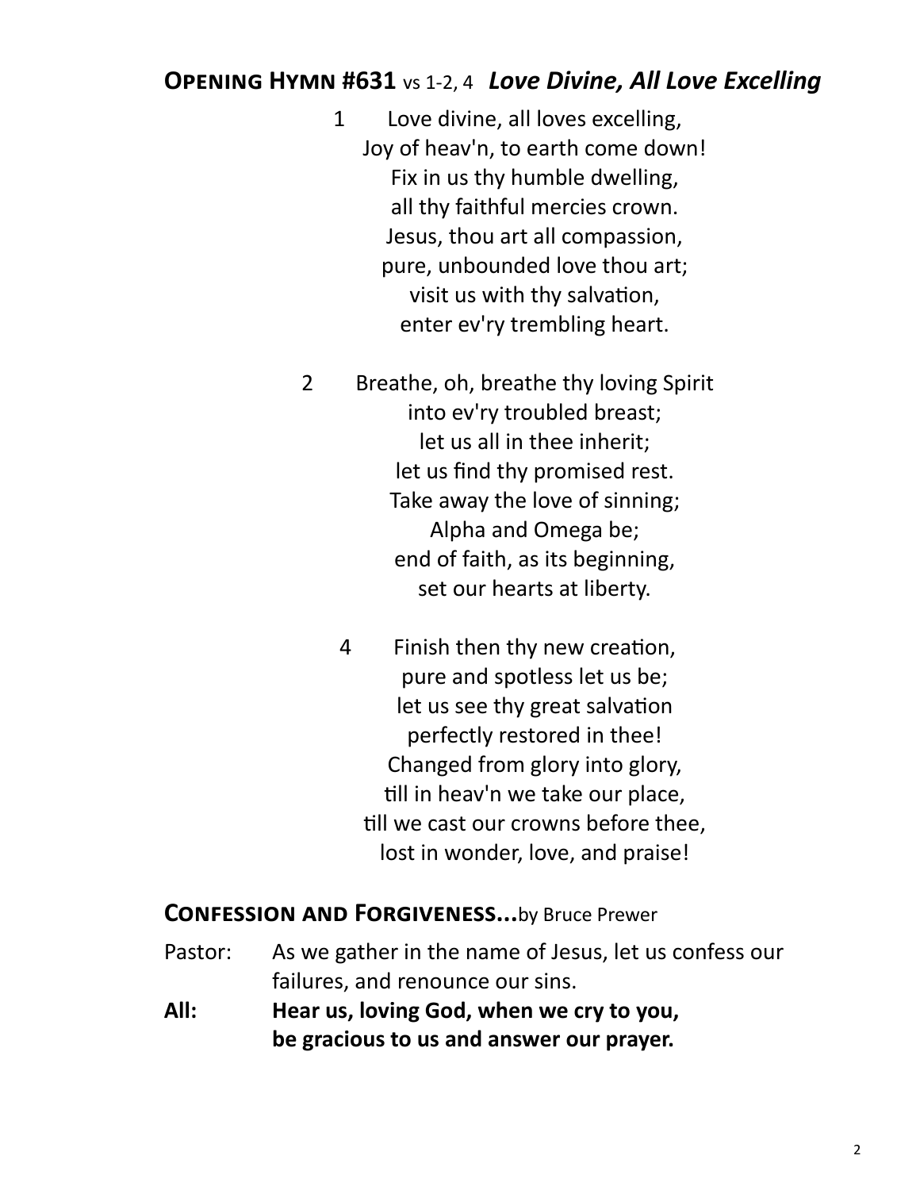## **Opening Hymn #631** vs 1-2, 4 ***Love Divine, All Love Excelling***

1 Love divine, all loves excelling,
Joy of heav'n, to earth come down!
Fix in us thy humble dwelling,
all thy faithful mercies crown.
Jesus, thou art all compassion,
pure, unbounded love thou art;
visit us with thy salvation,
enter ev'ry trembling heart.

2 Breathe, oh, breathe thy loving Spirit
into ev'ry troubled breast;
let us all in thee inherit;
let us find thy promised rest.
Take away the love of sinning;
Alpha and Omega be;
end of faith, as its beginning,
set our hearts at liberty.

4 Finish then thy new creation,
pure and spotless let us be;
let us see thy great salvation
perfectly restored in thee!
Changed from glory into glory,
till in heav'n we take our place,
till we cast our crowns before thee,
lost in wonder, love, and praise!

## **Confession and Forgiveness...**by Bruce Prewer

Pastor: As we gather in the name of Jesus, let us confess our failures, and renounce our sins.

**All: Hear us, loving God, when we cry to you, be gracious to us and answer our prayer.**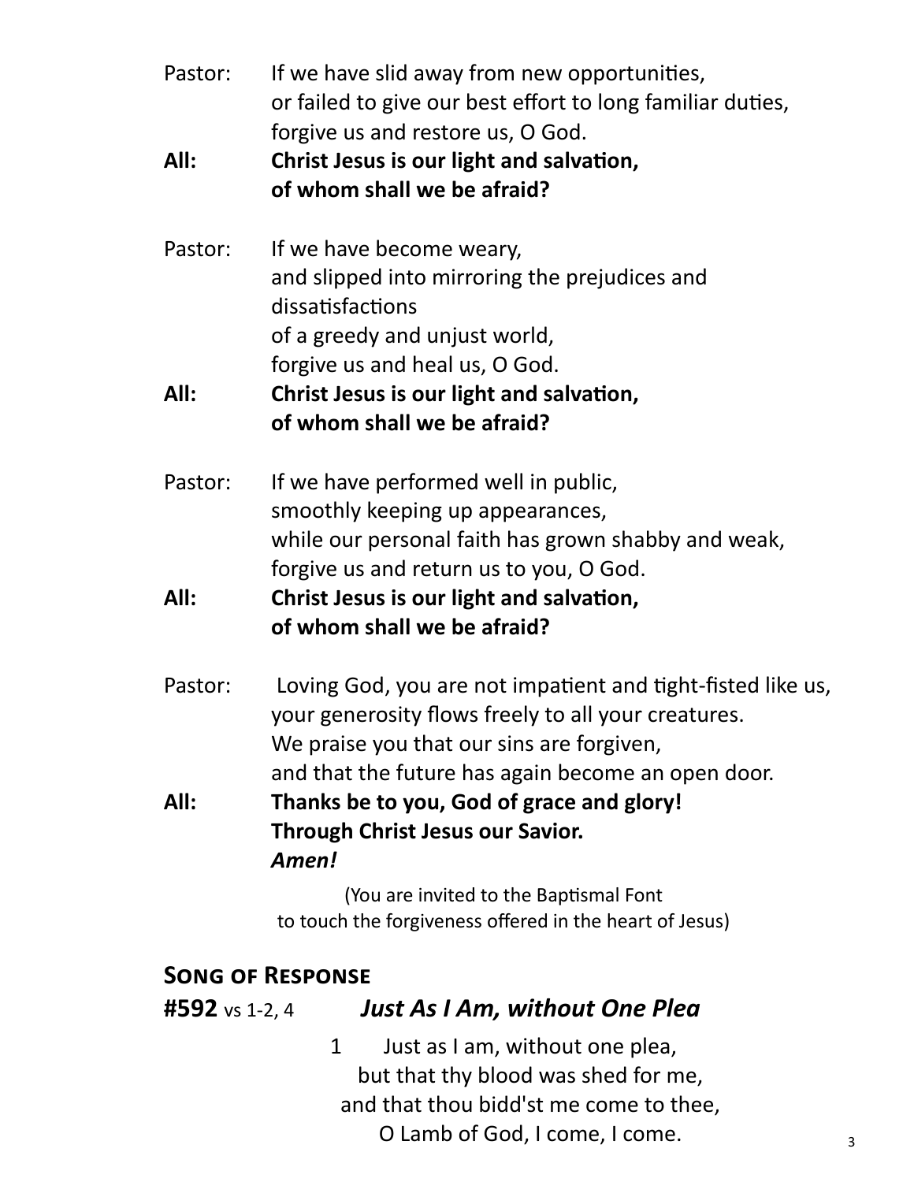Pastor: If we have slid away from new opportunities,
or failed to give our best effort to long familiar duties,
forgive us and restore us, O God.

**All: Christ Jesus is our light and salvation,**
**of whom shall we be afraid?**

Pastor: If we have become weary,
and slipped into mirroring the prejudices and dissatisfactions
of a greedy and unjust world,
forgive us and heal us, O God.

**All: Christ Jesus is our light and salvation,**
**of whom shall we be afraid?**

Pastor: If we have performed well in public,
smoothly keeping up appearances,
while our personal faith has grown shabby and weak,
forgive us and return us to you, O God.

**All: Christ Jesus is our light and salvation,**
**of whom shall we be afraid?**

Pastor: Loving God, you are not impatient and tight-fisted like us,
your generosity flows freely to all your creatures.
We praise you that our sins are forgiven,
and that the future has again become an open door.

**All: Thanks be to you, God of grace and glory!**
**Through Christ Jesus our Savior.**
***Amen!***

(You are invited to the Baptismal Font
to touch the forgiveness offered in the heart of Jesus)

## Song of Response

**#592** vs 1-2, 4 ***Just As I Am, without One Plea***

1 Just as I am, without one plea,
but that thy blood was shed for me,
and that thou bidd'st me come to thee,
O Lamb of God, I come, I come.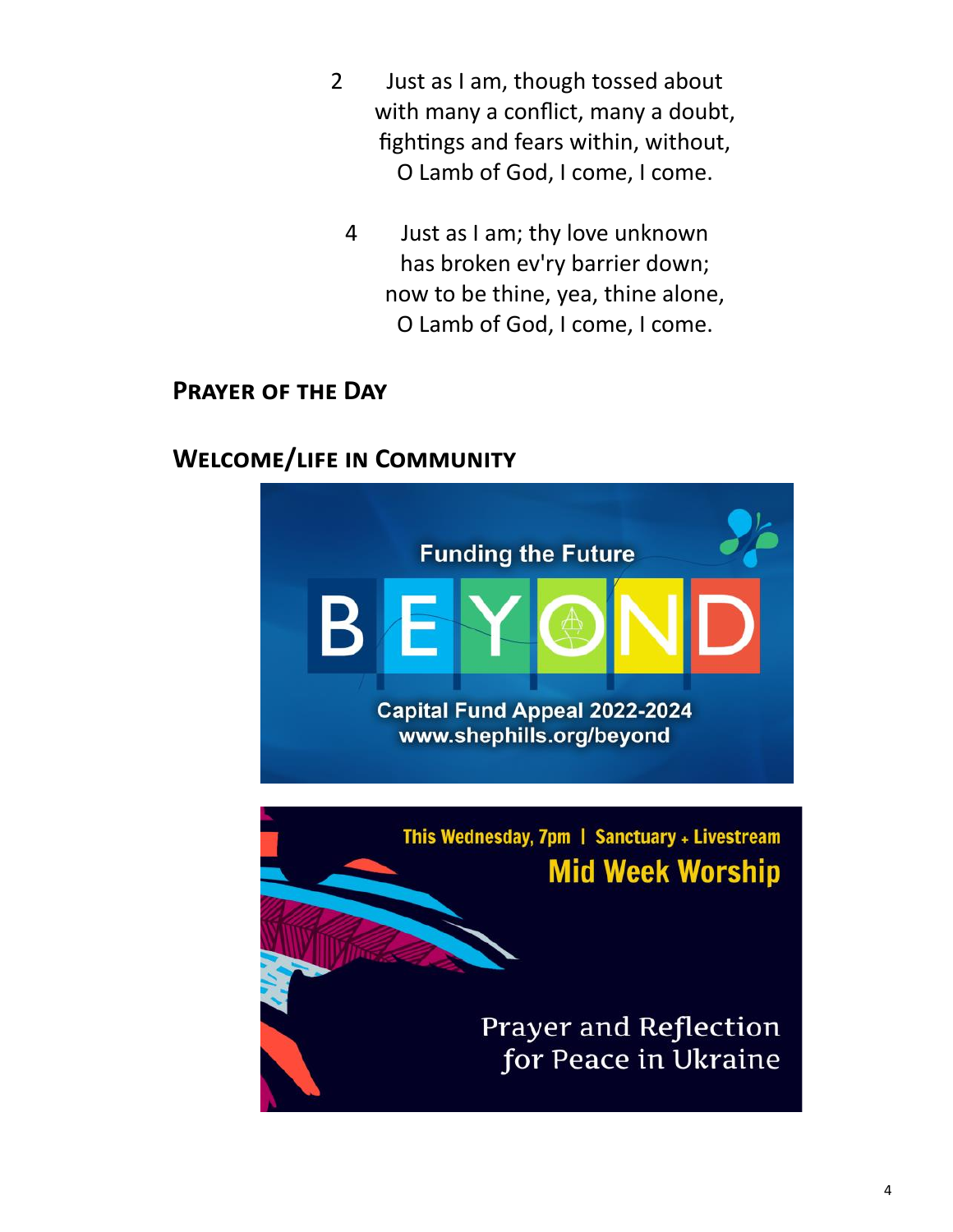2 Just as I am, though tossed about
with many a conflict, many a doubt,
fightings and fears within, without,
O Lamb of God, I come, I come.

4 Just as I am; thy love unknown
has broken ev'ry barrier down;
now to be thine, yea, thine alone,
O Lamb of God, I come, I come.

## Prayer of the Day

## Welcome/life in Community

Funding the Future

BEYOND

Capital Fund Appeal 2022-2024
www.shephills.org/beyond

This Wednesday, 7pm | Sanctuary + Livestream

Mid Week Worship

Prayer and Reflection
for Peace in Ukraine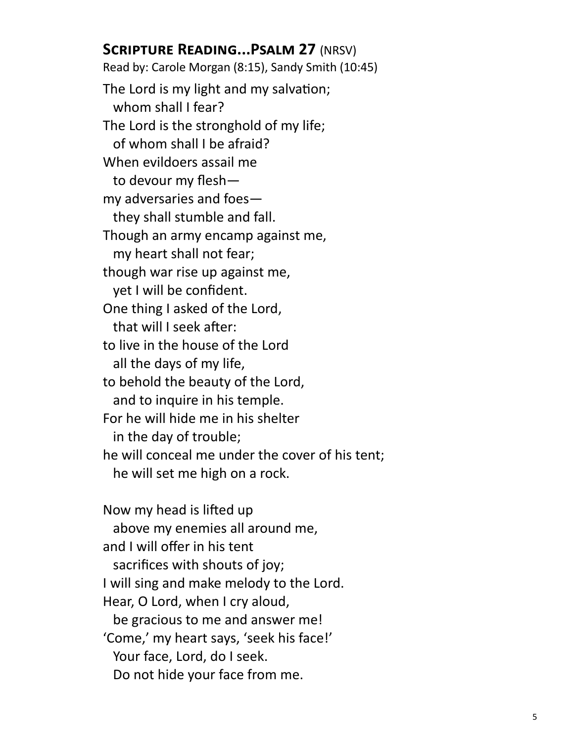## **Scripture Reading...Psalm 27** (NRSV)

Read by: Carole Morgan (8:15), Sandy Smith (10:45)

The Lord is my light and my salvation;  
  whom shall I fear?  
The Lord is the stronghold of my life;  
  of whom shall I be afraid?  
When evildoers assail me  
  to devour my flesh—  
my adversaries and foes—  
  they shall stumble and fall.  
Though an army encamp against me,  
  my heart shall not fear;  
though war rise up against me,  
  yet I will be confident.  
One thing I asked of the Lord,  
  that will I seek after:  
to live in the house of the Lord  
  all the days of my life,  
to behold the beauty of the Lord,  
  and to inquire in his temple.  
For he will hide me in his shelter  
  in the day of trouble;  
he will conceal me under the cover of his tent;  
  he will set me high on a rock.

Now my head is lifted up  
  above my enemies all around me,  
and I will offer in his tent  
  sacrifices with shouts of joy;  
I will sing and make melody to the Lord.  
Hear, O Lord, when I cry aloud,  
  be gracious to me and answer me!  
'Come,' my heart says, 'seek his face!'  
  Your face, Lord, do I seek.  
  Do not hide your face from me.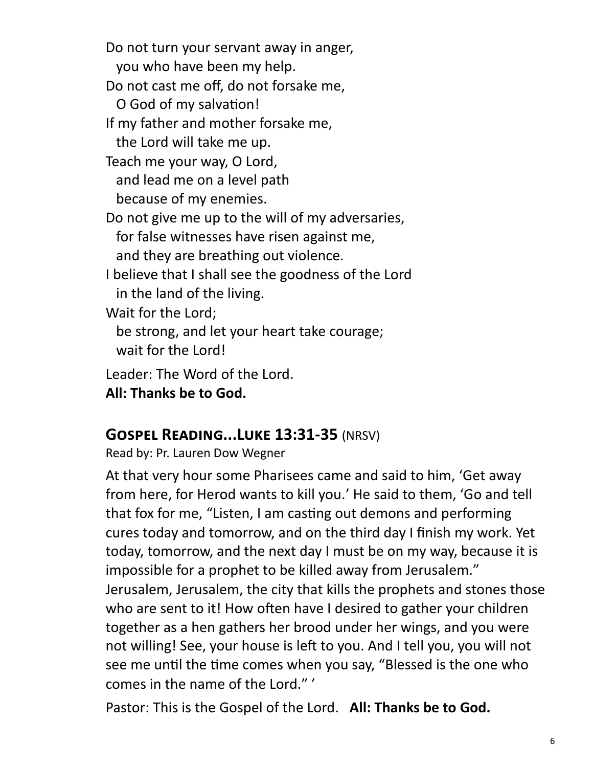Do not turn your servant away in anger,  
  you who have been my help.  
Do not cast me off, do not forsake me,  
  O God of my salvation!  
If my father and mother forsake me,  
  the Lord will take me up.  
Teach me your way, O Lord,  
  and lead me on a level path  
  because of my enemies.  
Do not give me up to the will of my adversaries,  
  for false witnesses have risen against me,  
  and they are breathing out violence.  
I believe that I shall see the goodness of the Lord  
  in the land of the living.  
Wait for the Lord;  
  be strong, and let your heart take courage;  
  wait for the Lord!

Leader: The Word of the Lord.  
**All: Thanks be to God.**

## Gospel Reading...Luke 13:31-35 (NRSV)

Read by: Pr. Lauren Dow Wegner

At that very hour some Pharisees came and said to him, 'Get away from here, for Herod wants to kill you.' He said to them, 'Go and tell that fox for me, "Listen, I am casting out demons and performing cures today and tomorrow, and on the third day I finish my work. Yet today, tomorrow, and the next day I must be on my way, because it is impossible for a prophet to be killed away from Jerusalem." Jerusalem, Jerusalem, the city that kills the prophets and stones those who are sent to it! How often have I desired to gather your children together as a hen gathers her brood under her wings, and you were not willing! See, your house is left to you. And I tell you, you will not see me until the time comes when you say, "Blessed is the one who comes in the name of the Lord." '

Pastor: This is the Gospel of the Lord. **All: Thanks be to God.**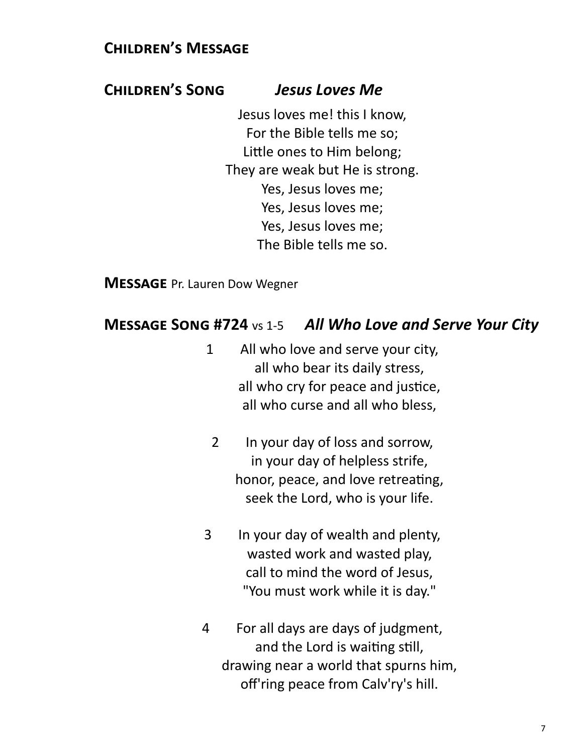## Children's Message

## Children's Song *Jesus Loves Me*

Jesus loves me! this I know,
For the Bible tells me so;
Little ones to Him belong;
They are weak but He is strong.
Yes, Jesus loves me;
Yes, Jesus loves me;
Yes, Jesus loves me;
The Bible tells me so.

**Message** Pr. Lauren Dow Wegner

## Message Song #724 vs 1-5 *All Who Love and Serve Your City*

1 All who love and serve your city,
all who bear its daily stress,
all who cry for peace and justice,
all who curse and all who bless,

2 In your day of loss and sorrow,
in your day of helpless strife,
honor, peace, and love retreating,
seek the Lord, who is your life.

3 In your day of wealth and plenty,
wasted work and wasted play,
call to mind the word of Jesus,
"You must work while it is day."

4 For all days are days of judgment,
and the Lord is waiting still,
drawing near a world that spurns him,
off'ring peace from Calv'ry's hill.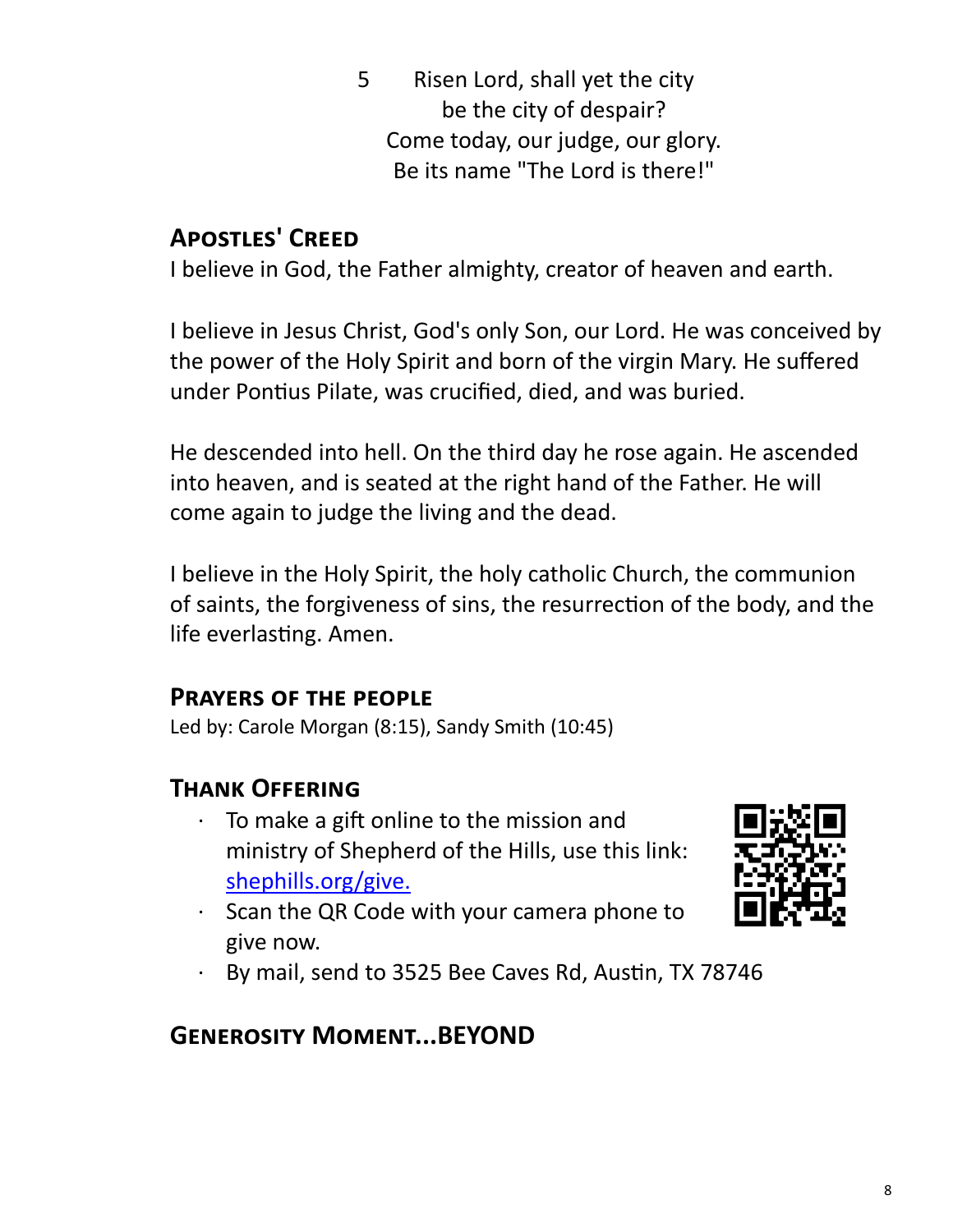5 Risen Lord, shall yet the city
be the city of despair?
Come today, our judge, our glory.
Be its name "The Lord is there!"

## Apostles' Creed

I believe in God, the Father almighty, creator of heaven and earth.

I believe in Jesus Christ, God's only Son, our Lord. He was conceived by the power of the Holy Spirit and born of the virgin Mary. He suffered under Pontius Pilate, was crucified, died, and was buried.

He descended into hell. On the third day he rose again. He ascended into heaven, and is seated at the right hand of the Father. He will come again to judge the living and the dead.

I believe in the Holy Spirit, the holy catholic Church, the communion of saints, the forgiveness of sins, the resurrection of the body, and the life everlasting. Amen.

## Prayers of the people

Led by: Carole Morgan (8:15), Sandy Smith (10:45)

## Thank Offering

- To make a gift online to the mission and ministry of Shepherd of the Hills, use this link: [shephills.org/give.](https://shephills.org/give)
- Scan the QR Code with your camera phone to give now.
- By mail, send to 3525 Bee Caves Rd, Austin, TX 78746

## Generosity Moment...BEYOND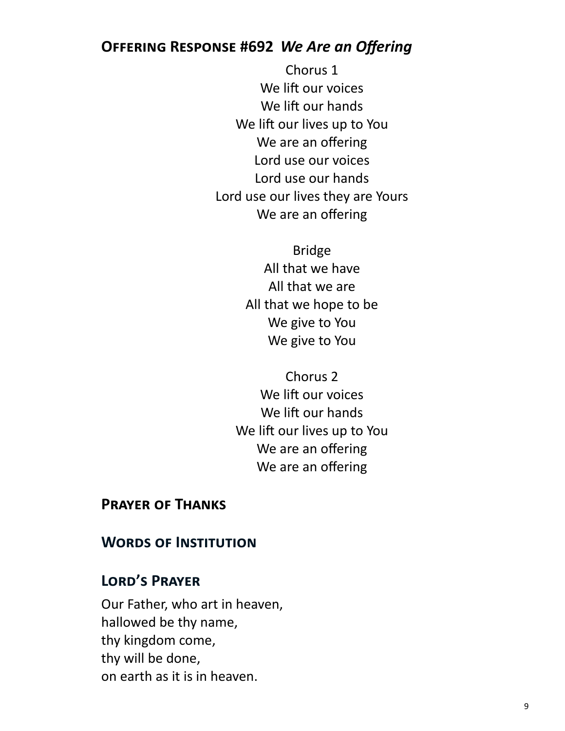## **Offering Response #692** *We Are an Offering*

Chorus 1
We lift our voices
We lift our hands
We lift our lives up to You
We are an offering
Lord use our voices
Lord use our hands
Lord use our lives they are Yours
We are an offering

Bridge
All that we have
All that we are
All that we hope to be
We give to You
We give to You

Chorus 2
We lift our voices
We lift our hands
We lift our lives up to You
We are an offering
We are an offering

## **Prayer of Thanks**

## **Words of Institution**

## **Lord's Prayer**

Our Father, who art in heaven,
hallowed be thy name,
thy kingdom come,
thy will be done,
on earth as it is in heaven.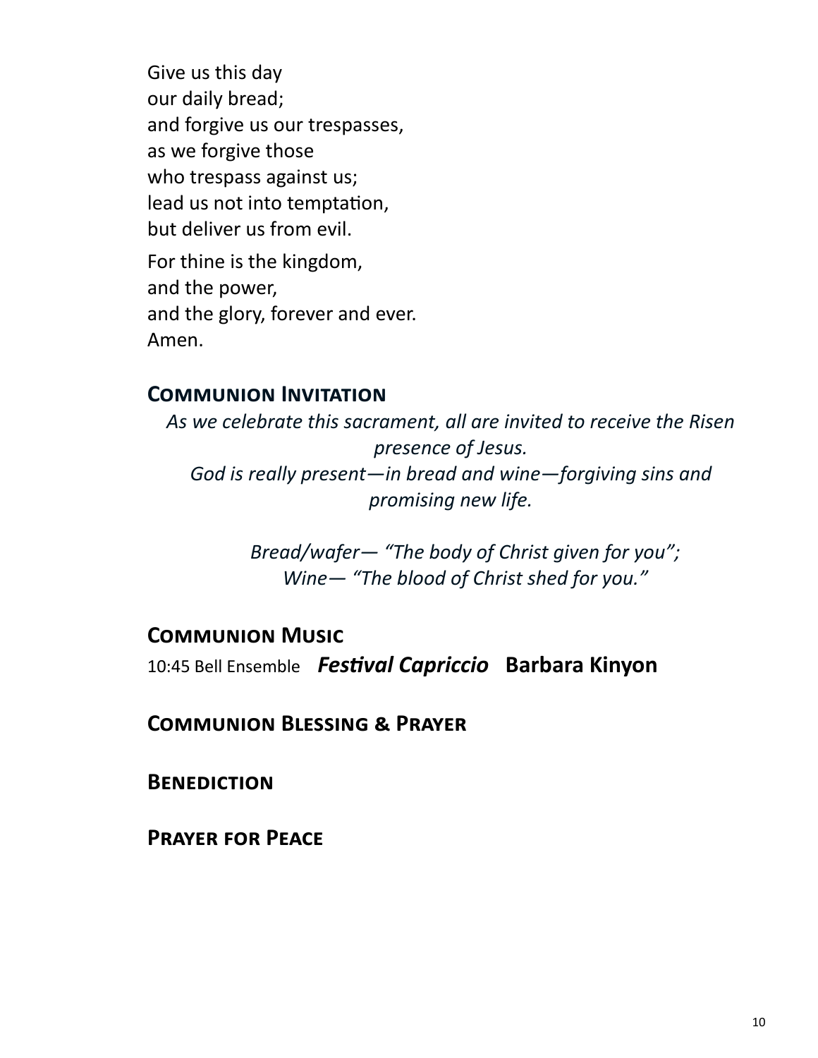Give us this day  
our daily bread;  
and forgive us our trespasses,  
as we forgive those  
who trespass against us;  
lead us not into temptation,  
but deliver us from evil.

For thine is the kingdom,  
and the power,  
and the glory, forever and ever.  
Amen.

## Communion Invitation

*As we celebrate this sacrament, all are invited to receive the Risen presence of Jesus.*  
*God is really present—in bread and wine—forgiving sins and promising new life.*

*Bread/wafer— "The body of Christ given for you";*  
*Wine— "The blood of Christ shed for you."*

## Communion Music

10:45 Bell Ensemble ***Festival Capriccio*** **Barbara Kinyon**

## Communion Blessing & Prayer

## Benediction

## Prayer for Peace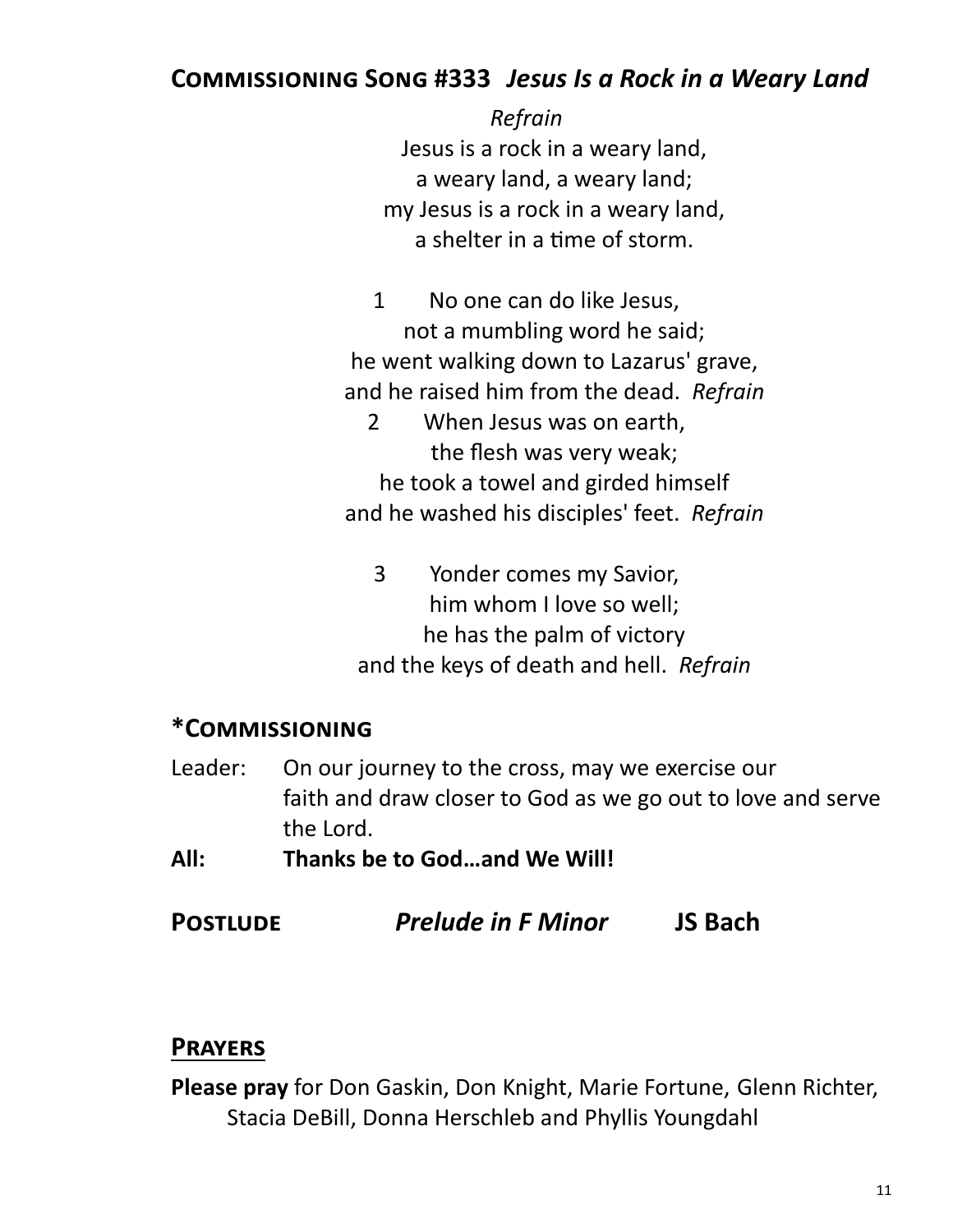## Commissioning Song #333 *Jesus Is a Rock in a Weary Land*

*Refrain*
Jesus is a rock in a weary land,
a weary land, a weary land;
my Jesus is a rock in a weary land,
a shelter in a time of storm.

1 No one can do like Jesus,
not a mumbling word he said;
he went walking down to Lazarus' grave,
and he raised him from the dead. *Refrain*

2 When Jesus was on earth,
the flesh was very weak;
he took a towel and girded himself
and he washed his disciples' feet. *Refrain*

3 Yonder comes my Savior,
him whom I love so well;
he has the palm of victory
and the keys of death and hell. *Refrain*

## *Commissioning

Leader: On our journey to the cross, may we exercise our faith and draw closer to God as we go out to love and serve the Lord.

**All: Thanks be to God…and We Will!**

## Postlude *Prelude in F Minor* JS Bach

## Prayers

**Please pray** for Don Gaskin, Don Knight, Marie Fortune, Glenn Richter, Stacia DeBill, Donna Herschleb and Phyllis Youngdahl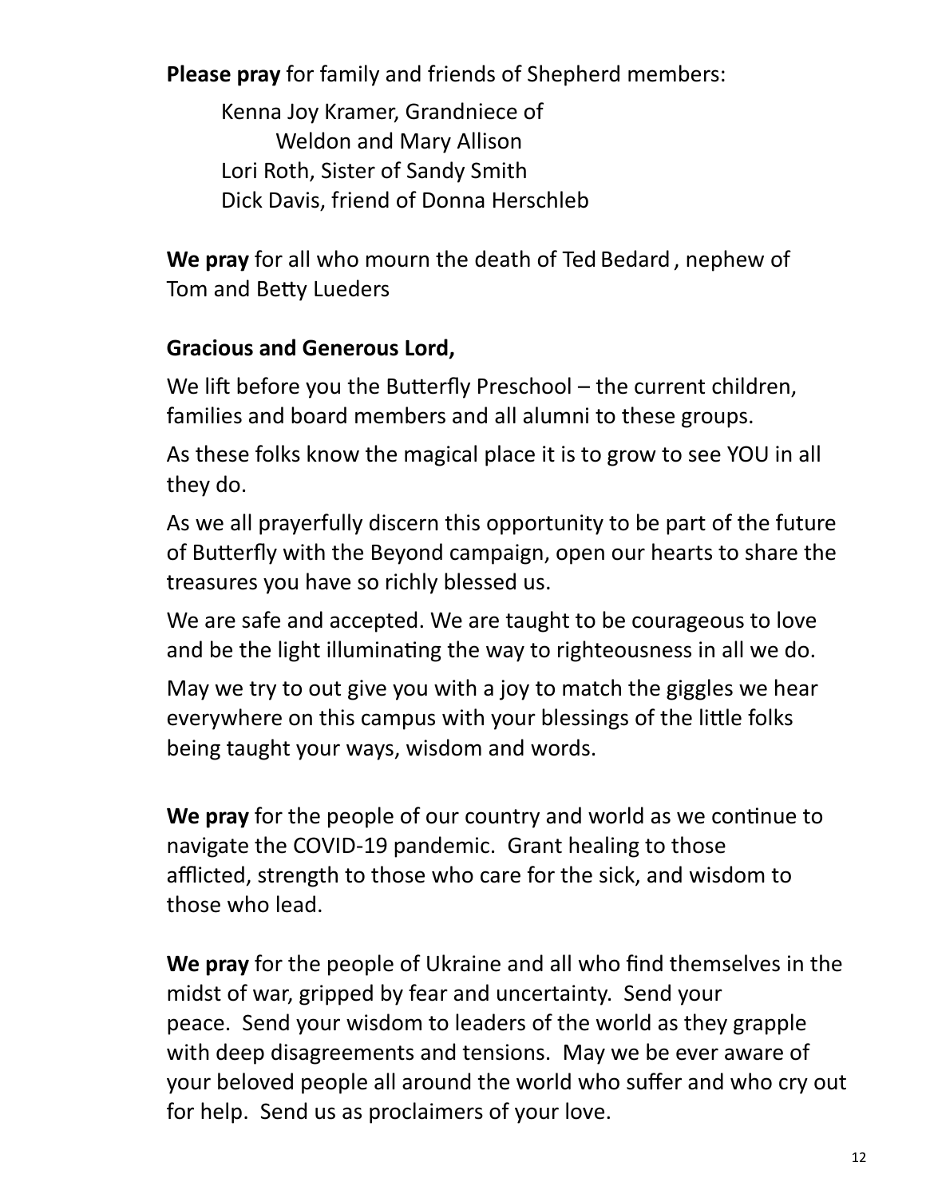**Please pray** for family and friends of Shepherd members:

Kenna Joy Kramer, Grandniece of Weldon and Mary Allison
Lori Roth, Sister of Sandy Smith
Dick Davis, friend of Donna Herschleb

**We pray** for all who mourn the death of Ted Bedard , nephew of Tom and Betty Lueders

**Gracious and Generous Lord,**

We lift before you the Butterfly Preschool – the current children, families and board members and all alumni to these groups.

As these folks know the magical place it is to grow to see YOU in all they do.

As we all prayerfully discern this opportunity to be part of the future of Butterfly with the Beyond campaign, open our hearts to share the treasures you have so richly blessed us.

We are safe and accepted. We are taught to be courageous to love and be the light illuminating the way to righteousness in all we do.

May we try to out give you with a joy to match the giggles we hear everywhere on this campus with your blessings of the little folks being taught your ways, wisdom and words.

**We pray** for the people of our country and world as we continue to navigate the COVID-19 pandemic. Grant healing to those afflicted, strength to those who care for the sick, and wisdom to those who lead.

**We pray** for the people of Ukraine and all who find themselves in the midst of war, gripped by fear and uncertainty. Send your peace. Send your wisdom to leaders of the world as they grapple with deep disagreements and tensions. May we be ever aware of your beloved people all around the world who suffer and who cry out for help. Send us as proclaimers of your love.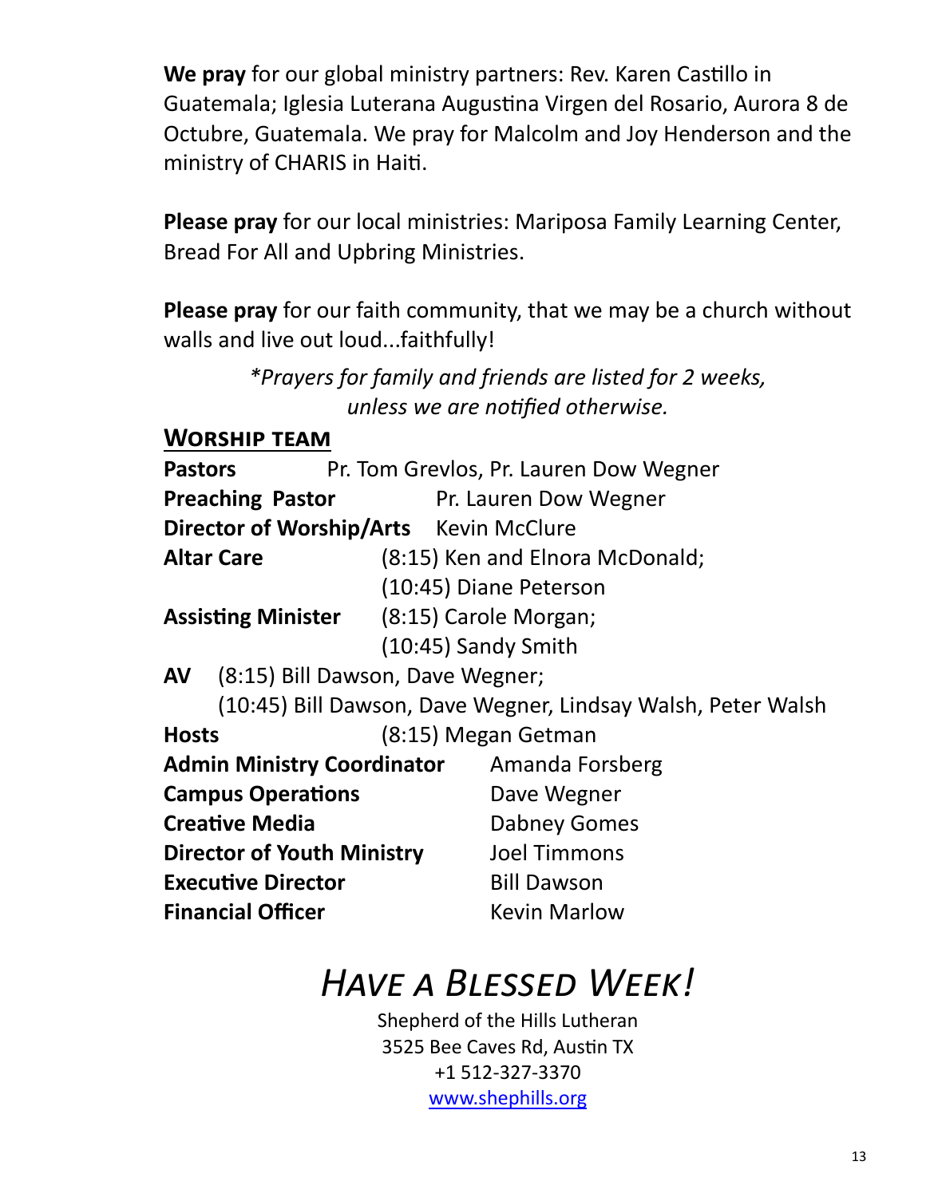**We pray** for our global ministry partners: Rev. Karen Castillo in Guatemala; Iglesia Luterana Augustina Virgen del Rosario, Aurora 8 de Octubre, Guatemala. We pray for Malcolm and Joy Henderson and the ministry of CHARIS in Haiti.

**Please pray** for our local ministries: Mariposa Family Learning Center, Bread For All and Upbring Ministries.

**Please pray** for our faith community, that we may be a church without walls and live out loud...faithfully!

*\*Prayers for family and friends are listed for 2 weeks, unless we are notified otherwise.*

## Worship team

| | |
|---|---|
| **Pastors** | Pr. Tom Grevlos, Pr. Lauren Dow Wegner |
| **Preaching Pastor** | Pr. Lauren Dow Wegner |
| **Director of Worship/Arts** | Kevin McClure |
| **Altar Care** | (8:15) Ken and Elnora McDonald; (10:45) Diane Peterson |
| **Assisting Minister** | (8:15) Carole Morgan; (10:45) Sandy Smith |
| **AV** | (8:15) Bill Dawson, Dave Wegner; (10:45) Bill Dawson, Dave Wegner, Lindsay Walsh, Peter Walsh |
| **Hosts** | (8:15) Megan Getman |
| **Admin Ministry Coordinator** | Amanda Forsberg |
| **Campus Operations** | Dave Wegner |
| **Creative Media** | Dabney Gomes |
| **Director of Youth Ministry** | Joel Timmons |
| **Executive Director** | Bill Dawson |
| **Financial Officer** | Kevin Marlow |

# *Have a Blessed Week!*

Shepherd of the Hills Lutheran
3525 Bee Caves Rd, Austin TX
+1 512-327-3370
www.shephills.org